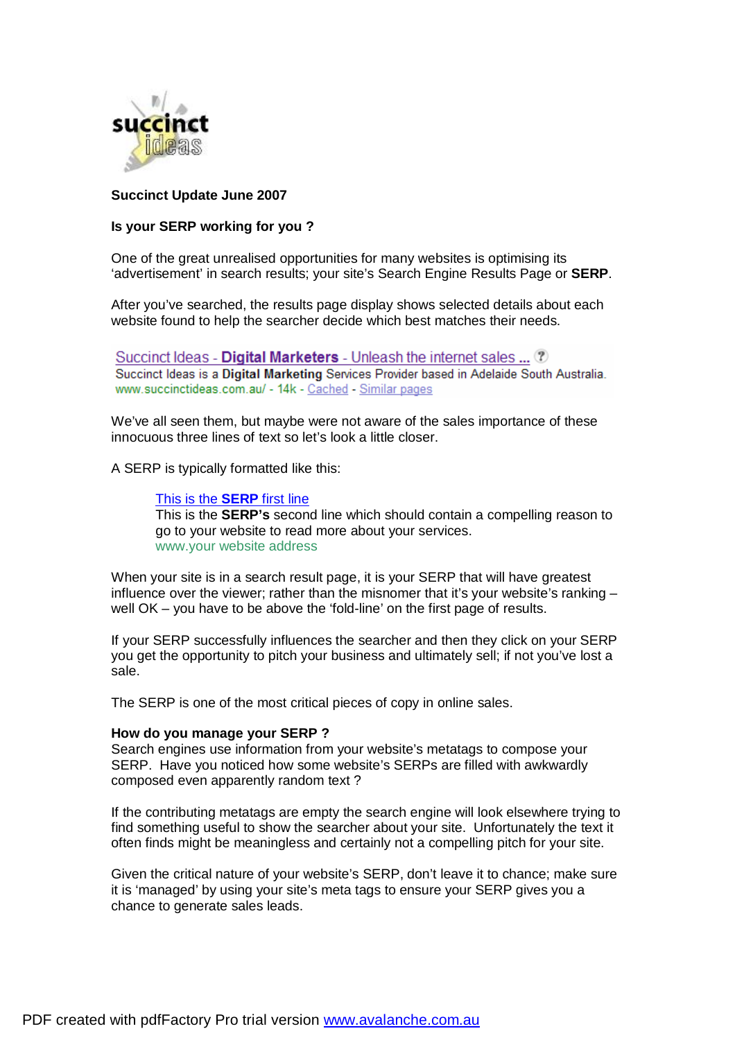**Succinct Update June 2007**

**Is your SERP working for you ?**

One of the great unrealised opportunities for many websites is optimising its 'advertisement' in search results; your site's Search Engine Results Page or **SERP**.

After you've searched, the results page display shows selected details about each website found to help the searcher decide which best matches their needs.

Succinct Ideas - **Digital Marketers** - Unleash the internet sales **...**
Succinct Ideas is a **Digital Marketing** Services Provider based in Adelaide South Australia.
www.succinctideas.com.au/ - 14k - Cached - Similar pages

We've all seen them, but maybe were not aware of the sales importance of these innocuous three lines of text so let's look a little closer.

A SERP is typically formatted like this:

> This is the **SERP** first line
> This is the **SERP's** second line which should contain a compelling reason to go to your website to read more about your services.
> www.your website address

When your site is in a search result page, it is your SERP that will have greatest influence over the viewer; rather than the misnomer that it's your website's ranking – well OK – you have to be above the 'fold-line' on the first page of results.

If your SERP successfully influences the searcher and then they click on your SERP you get the opportunity to pitch your business and ultimately sell; if not you've lost a sale.

The SERP is one of the most critical pieces of copy in online sales.

**How do you manage your SERP ?**
Search engines use information from your website's metatags to compose your SERP. Have you noticed how some website's SERPs are filled with awkwardly composed even apparently random text ?

If the contributing metatags are empty the search engine will look elsewhere trying to find something useful to show the searcher about your site. Unfortunately the text it often finds might be meaningless and certainly not a compelling pitch for your site.

Given the critical nature of your website's SERP, don't leave it to chance; make sure it is 'managed' by using your site's meta tags to ensure your SERP gives you a chance to generate sales leads.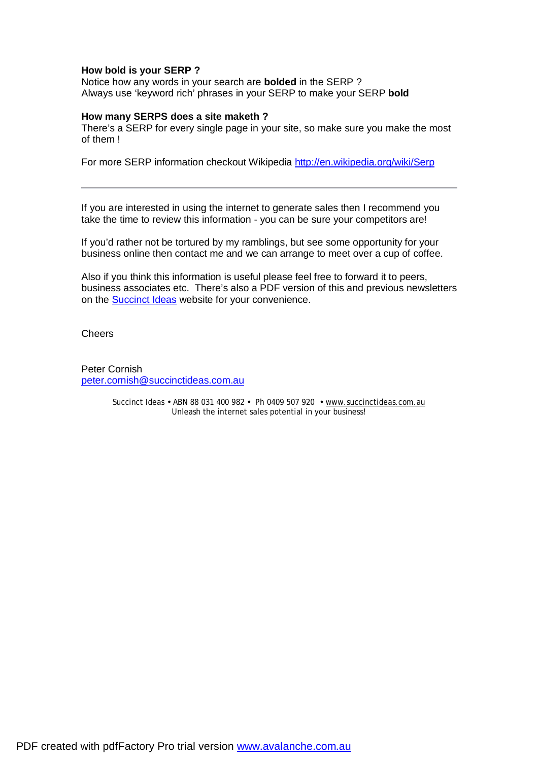**How bold is your SERP ?**
Notice how any words in your search are **bolded** in the SERP ?
Always use 'keyword rich' phrases in your SERP to make your SERP **bold**

**How many SERPS does a site maketh ?**
There's a SERP for every single page in your site, so make sure you make the most of them !

For more SERP information checkout Wikipedia [http://en.wikipedia.org/wiki/Serp](http://en.wikipedia.org/wiki/Serp)

---

If you are interested in using the internet to generate sales then I recommend you take the time to review this information - you can be sure your competitors are!

If you'd rather not be tortured by my ramblings, but see some opportunity for your business online then contact me and we can arrange to meet over a cup of coffee.

Also if you think this information is useful please feel free to forward it to peers, business associates etc. There's also a PDF version of this and previous newsletters on the Succinct Ideas website for your convenience.

Cheers

Peter Cornish
peter.cornish@succinctideas.com.au

Succinct Ideas • ABN 88 031 400 982 • Ph 0409 507 920 • www.succinctideas.com.au
Unleash the internet sales potential in your business!